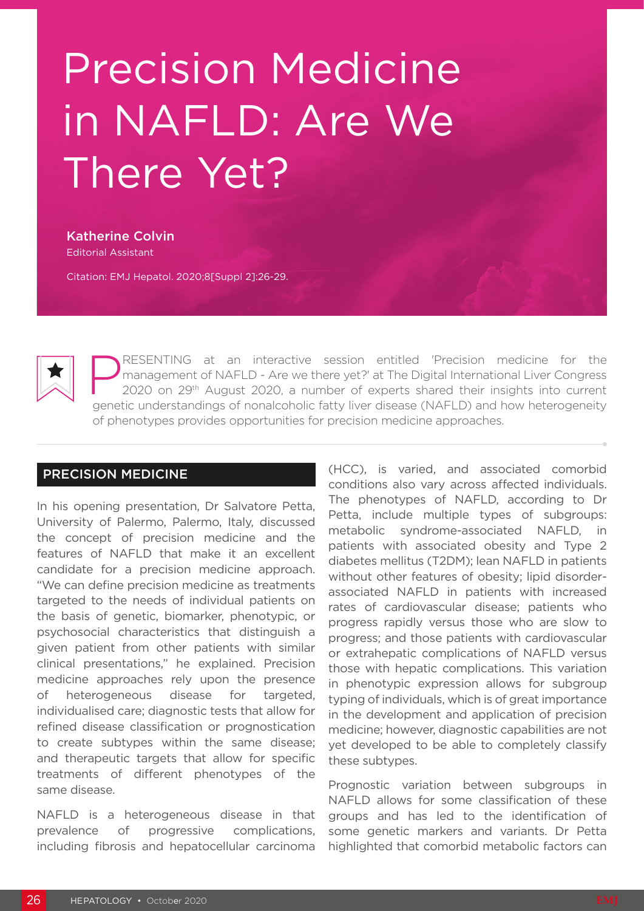# Precision Medicine in NAFLD: Are We There Yet?

**Katherine Colvin**
Editorial Assistant

Citation: EMJ Hepatol. 2020;8[Suppl 2]:26-29.

PRESENTING at an interactive session entitled 'Precision medicine for the management of NAFLD - Are we there yet?' at The Digital International Liver Congress 2020 on 29th August 2020, a number of experts shared their insights into current genetic understandings of nonalcoholic fatty liver disease (NAFLD) and how heterogeneity of phenotypes provides opportunities for precision medicine approaches.

## PRECISION MEDICINE

In his opening presentation, Dr Salvatore Petta, University of Palermo, Palermo, Italy, discussed the concept of precision medicine and the features of NAFLD that make it an excellent candidate for a precision medicine approach. "We can define precision medicine as treatments targeted to the needs of individual patients on the basis of genetic, biomarker, phenotypic, or psychosocial characteristics that distinguish a given patient from other patients with similar clinical presentations," he explained. Precision medicine approaches rely upon the presence of heterogeneous disease for targeted, individualised care; diagnostic tests that allow for refined disease classification or prognostication to create subtypes within the same disease; and therapeutic targets that allow for specific treatments of different phenotypes of the same disease.

NAFLD is a heterogeneous disease in that prevalence of progressive complications, including fibrosis and hepatocellular carcinoma (HCC), is varied, and associated comorbid conditions also vary across affected individuals. The phenotypes of NAFLD, according to Dr Petta, include multiple types of subgroups: metabolic syndrome-associated NAFLD, in patients with associated obesity and Type 2 diabetes mellitus (T2DM); lean NAFLD in patients without other features of obesity; lipid disorder-associated NAFLD in patients with increased rates of cardiovascular disease; patients who progress rapidly versus those who are slow to progress; and those patients with cardiovascular or extrahepatic complications of NAFLD versus those with hepatic complications. This variation in phenotypic expression allows for subgroup typing of individuals, which is of great importance in the development and application of precision medicine; however, diagnostic capabilities are not yet developed to be able to completely classify these subtypes.

Prognostic variation between subgroups in NAFLD allows for some classification of these groups and has led to the identification of some genetic markers and variants. Dr Petta highlighted that comorbid metabolic factors can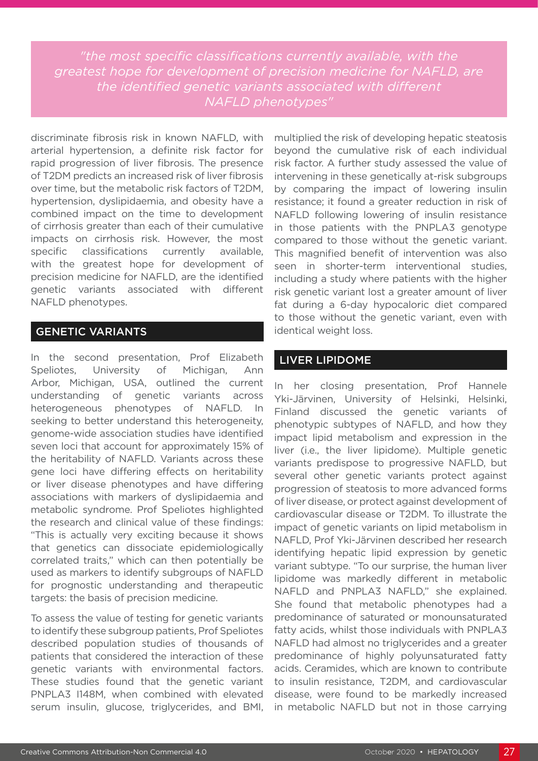> *"the most specific classifications currently available, with the greatest hope for development of precision medicine for NAFLD, are the identified genetic variants associated with different NAFLD phenotypes"*

discriminate fibrosis risk in known NAFLD, with arterial hypertension, a definite risk factor for rapid progression of liver fibrosis. The presence of T2DM predicts an increased risk of liver fibrosis over time, but the metabolic risk factors of T2DM, hypertension, dyslipidaemia, and obesity have a combined impact on the time to development of cirrhosis greater than each of their cumulative impacts on cirrhosis risk. However, the most specific classifications currently available, with the greatest hope for development of precision medicine for NAFLD, are the identified genetic variants associated with different NAFLD phenotypes.

## GENETIC VARIANTS

In the second presentation, Prof Elizabeth Speliotes, University of Michigan, Ann Arbor, Michigan, USA, outlined the current understanding of genetic variants across heterogeneous phenotypes of NAFLD. In seeking to better understand this heterogeneity, genome-wide association studies have identified seven loci that account for approximately 15% of the heritability of NAFLD. Variants across these gene loci have differing effects on heritability or liver disease phenotypes and have differing associations with markers of dyslipidaemia and metabolic syndrome. Prof Speliotes highlighted the research and clinical value of these findings: "This is actually very exciting because it shows that genetics can dissociate epidemiologically correlated traits," which can then potentially be used as markers to identify subgroups of NAFLD for prognostic understanding and therapeutic targets: the basis of precision medicine.

To assess the value of testing for genetic variants to identify these subgroup patients, Prof Speliotes described population studies of thousands of patients that considered the interaction of these genetic variants with environmental factors. These studies found that the genetic variant PNPLA3 I148M, when combined with elevated serum insulin, glucose, triglycerides, and BMI, multiplied the risk of developing hepatic steatosis beyond the cumulative risk of each individual risk factor. A further study assessed the value of intervening in these genetically at-risk subgroups by comparing the impact of lowering insulin resistance; it found a greater reduction in risk of NAFLD following lowering of insulin resistance in those patients with the PNPLA3 genotype compared to those without the genetic variant. This magnified benefit of intervention was also seen in shorter-term interventional studies, including a study where patients with the higher risk genetic variant lost a greater amount of liver fat during a 6-day hypocaloric diet compared to those without the genetic variant, even with identical weight loss.

## LIVER LIPIDOME

In her closing presentation, Prof Hannele Yki-Järvinen, University of Helsinki, Helsinki, Finland discussed the genetic variants of phenotypic subtypes of NAFLD, and how they impact lipid metabolism and expression in the liver (i.e., the liver lipidome). Multiple genetic variants predispose to progressive NAFLD, but several other genetic variants protect against progression of steatosis to more advanced forms of liver disease, or protect against development of cardiovascular disease or T2DM. To illustrate the impact of genetic variants on lipid metabolism in NAFLD, Prof Yki-Järvinen described her research identifying hepatic lipid expression by genetic variant subtype. "To our surprise, the human liver lipidome was markedly different in metabolic NAFLD and PNPLA3 NAFLD," she explained. She found that metabolic phenotypes had a predominance of saturated or monounsaturated fatty acids, whilst those individuals with PNPLA3 NAFLD had almost no triglycerides and a greater predominance of highly polyunsaturated fatty acids. Ceramides, which are known to contribute to insulin resistance, T2DM, and cardiovascular disease, were found to be markedly increased in metabolic NAFLD but not in those carrying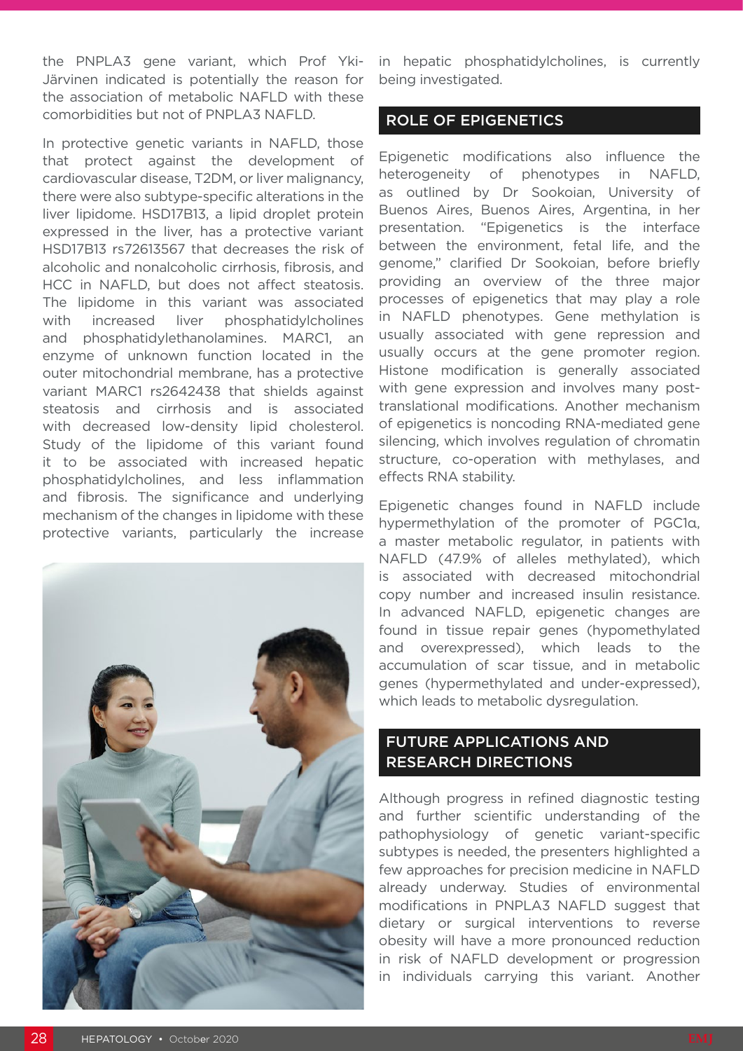the PNPLA3 gene variant, which Prof Yki-Järvinen indicated is potentially the reason for the association of metabolic NAFLD with these comorbidities but not of PNPLA3 NAFLD.

In protective genetic variants in NAFLD, those that protect against the development of cardiovascular disease, T2DM, or liver malignancy, there were also subtype-specific alterations in the liver lipidome. HSD17B13, a lipid droplet protein expressed in the liver, has a protective variant HSD17B13 rs72613567 that decreases the risk of alcoholic and nonalcoholic cirrhosis, fibrosis, and HCC in NAFLD, but does not affect steatosis. The lipidome in this variant was associated with increased liver phosphatidylcholines and phosphatidylethanolamines. MARC1, an enzyme of unknown function located in the outer mitochondrial membrane, has a protective variant MARC1 rs2642438 that shields against steatosis and cirrhosis and is associated with decreased low-density lipid cholesterol. Study of the lipidome of this variant found it to be associated with increased hepatic phosphatidylcholines, and less inflammation and fibrosis. The significance and underlying mechanism of the changes in lipidome with these protective variants, particularly the increase in hepatic phosphatidylcholines, is currently being investigated.

## ROLE OF EPIGENETICS

Epigenetic modifications also influence the heterogeneity of phenotypes in NAFLD, as outlined by Dr Sookoian, University of Buenos Aires, Buenos Aires, Argentina, in her presentation. "Epigenetics is the interface between the environment, fetal life, and the genome," clarified Dr Sookoian, before briefly providing an overview of the three major processes of epigenetics that may play a role in NAFLD phenotypes. Gene methylation is usually associated with gene repression and usually occurs at the gene promoter region. Histone modification is generally associated with gene expression and involves many post-translational modifications. Another mechanism of epigenetics is noncoding RNA-mediated gene silencing, which involves regulation of chromatin structure, co-operation with methylases, and effects RNA stability.

Epigenetic changes found in NAFLD include hypermethylation of the promoter of PGC1α, a master metabolic regulator, in patients with NAFLD (47.9% of alleles methylated), which is associated with decreased mitochondrial copy number and increased insulin resistance. In advanced NAFLD, epigenetic changes are found in tissue repair genes (hypomethylated and overexpressed), which leads to the accumulation of scar tissue, and in metabolic genes (hypermethylated and under-expressed), which leads to metabolic dysregulation.

## FUTURE APPLICATIONS AND RESEARCH DIRECTIONS

Although progress in refined diagnostic testing and further scientific understanding of the pathophysiology of genetic variant-specific subtypes is needed, the presenters highlighted a few approaches for precision medicine in NAFLD already underway. Studies of environmental modifications in PNPLA3 NAFLD suggest that dietary or surgical interventions to reverse obesity will have a more pronounced reduction in risk of NAFLD development or progression in individuals carrying this variant. Another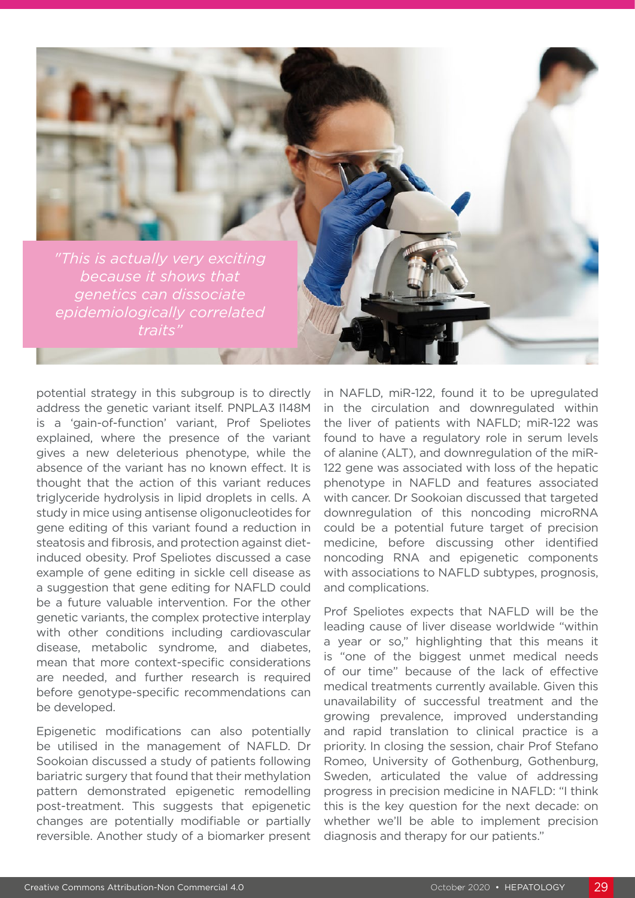> *"This is actually very exciting because it shows that genetics can dissociate epidemiologically correlated traits"*

potential strategy in this subgroup is to directly address the genetic variant itself. PNPLA3 I148M is a 'gain-of-function' variant, Prof Speliotes explained, where the presence of the variant gives a new deleterious phenotype, while the absence of the variant has no known effect. It is thought that the action of this variant reduces triglyceride hydrolysis in lipid droplets in cells. A study in mice using antisense oligonucleotides for gene editing of this variant found a reduction in steatosis and fibrosis, and protection against diet-induced obesity. Prof Speliotes discussed a case example of gene editing in sickle cell disease as a suggestion that gene editing for NAFLD could be a future valuable intervention. For the other genetic variants, the complex protective interplay with other conditions including cardiovascular disease, metabolic syndrome, and diabetes, mean that more context-specific considerations are needed, and further research is required before genotype-specific recommendations can be developed.

Epigenetic modifications can also potentially be utilised in the management of NAFLD. Dr Sookoian discussed a study of patients following bariatric surgery that found that their methylation pattern demonstrated epigenetic remodelling post-treatment. This suggests that epigenetic changes are potentially modifiable or partially reversible. Another study of a biomarker present in NAFLD, miR-122, found it to be upregulated in the circulation and downregulated within the liver of patients with NAFLD; miR-122 was found to have a regulatory role in serum levels of alanine (ALT), and downregulation of the miR-122 gene was associated with loss of the hepatic phenotype in NAFLD and features associated with cancer. Dr Sookoian discussed that targeted downregulation of this noncoding microRNA could be a potential future target of precision medicine, before discussing other identified noncoding RNA and epigenetic components with associations to NAFLD subtypes, prognosis, and complications.

Prof Speliotes expects that NAFLD will be the leading cause of liver disease worldwide "within a year or so," highlighting that this means it is "one of the biggest unmet medical needs of our time" because of the lack of effective medical treatments currently available. Given this unavailability of successful treatment and the growing prevalence, improved understanding and rapid translation to clinical practice is a priority. In closing the session, chair Prof Stefano Romeo, University of Gothenburg, Gothenburg, Sweden, articulated the value of addressing progress in precision medicine in NAFLD: "I think this is the key question for the next decade: on whether we'll be able to implement precision diagnosis and therapy for our patients."